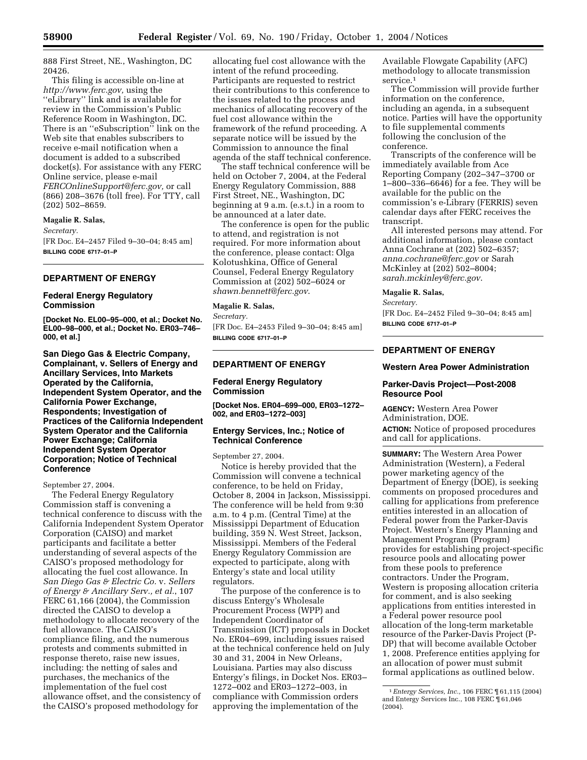888 First Street, NE., Washington, DC 20426.

This filing is accessible on-line at *http://www.ferc.gov,* using the ''eLibrary'' link and is available for review in the Commission's Public Reference Room in Washington, DC. There is an ''eSubscription'' link on the Web site that enables subscribers to receive e-mail notification when a document is added to a subscribed docket(s). For assistance with any FERC Online service, please e-mail *FERCOnlineSupport@ferc.gov,* or call (866) 208–3676 (toll free). For TTY, call (202) 502–8659.

**Magalie R. Salas,**

*Secretary.*

[FR Doc. E4–2457 Filed 9–30–04; 8:45 am]

**BILLING CODE 6717–01–P**

## DEPARTMENT OF ENERGY

### Federal Energy Regulatory Commission

**[Docket No. EL00–95–000, et al.; Docket No. EL00–98–000, et al.; Docket No. ER03–746–000, et al.]**

### San Diego Gas & Electric Company, Complainant, v. Sellers of Energy and Ancillary Services, Into Markets Operated by the California, Independent System Operator, and the California Power Exchange, Respondents; Investigation of Practices of the California Independent System Operator and the California Power Exchange; California Independent System Operator Corporation; Notice of Technical Conference

September 27, 2004.

The Federal Energy Regulatory Commission staff is convening a technical conference to discuss with the California Independent System Operator Corporation (CAISO) and market participants and facilitate a better understanding of several aspects of the CAISO's proposed methodology for allocating the fuel cost allowance. In *San Diego Gas & Electric Co.* v. *Sellers of Energy & Ancillary Serv., et al.*, 107 FERC 61,166 (2004), the Commission directed the CAISO to develop a methodology to allocate recovery of the fuel allowance. The CAISO's compliance filing, and the numerous protests and comments submitted in response thereto, raise new issues, including: the netting of sales and purchases, the mechanics of the implementation of the fuel cost allowance offset, and the consistency of the CAISO's proposed methodology for allocating fuel cost allowance with the intent of the refund proceeding. Participants are requested to restrict their contributions to this conference to the issues related to the process and mechanics of allocating recovery of the fuel cost allowance within the framework of the refund proceeding. A separate notice will be issued by the Commission to announce the final agenda of the staff technical conference.

The staff technical conference will be held on October 7, 2004, at the Federal Energy Regulatory Commission, 888 First Street, NE., Washington, DC beginning at 9 a.m. (e.s.t.) in a room to be announced at a later date.

The conference is open for the public to attend, and registration is not required. For more information about the conference, please contact: Olga Kolotushkina, Office of General Counsel, Federal Energy Regulatory Commission at (202) 502–6024 or *shawn.bennett@ferc.gov*.

**Magalie R. Salas,**

*Secretary.*

[FR Doc. E4–2453 Filed 9–30–04; 8:45 am]

**BILLING CODE 6717–01–P**

## DEPARTMENT OF ENERGY

### Federal Energy Regulatory Commission

**[Docket Nos. ER04–699–000, ER03–1272–002, and ER03–1272–003]**

### Entergy Services, Inc.; Notice of Technical Conference

September 27, 2004.

Notice is hereby provided that the Commission will convene a technical conference, to be held on Friday, October 8, 2004 in Jackson, Mississippi. The conference will be held from 9:30 a.m. to 4 p.m. (Central Time) at the Mississippi Department of Education building, 359 N. West Street, Jackson, Mississippi. Members of the Federal Energy Regulatory Commission are expected to participate, along with Entergy's state and local utility regulators.

The purpose of the conference is to discuss Entergy's Wholesale Procurement Process (WPP) and Independent Coordinator of Transmission (ICT) proposals in Docket No. ER04–699, including issues raised at the technical conference held on July 30 and 31, 2004 in New Orleans, Louisiana. Parties may also discuss Entergy's filings, in Docket Nos. ER03–1272–002 and ER03–1272–003, in compliance with Commission orders approving the implementation of the Available Flowgate Capability (AFC) methodology to allocate transmission service.[1]

The Commission will provide further information on the conference, including an agenda, in a subsequent notice. Parties will have the opportunity to file supplemental comments following the conclusion of the conference.

Transcripts of the conference will be immediately available from Ace Reporting Company (202–347–3700 or 1–800–336–6646) for a fee. They will be available for the public on the commission's e-Library (FERRIS) seven calendar days after FERC receives the transcript.

All interested persons may attend. For additional information, please contact Anna Cochrane at (202) 502–6357; *anna.cochrane@ferc.gov* or Sarah McKinley at (202) 502–8004; *sarah.mckinley@ferc.gov*.

**Magalie R. Salas,**

*Secretary.*

[FR Doc. E4–2452 Filed 9–30–04; 8:45 am]

**BILLING CODE 6717–01–P**

[1] *Entergy Services, Inc.*, 106 FERC ¶ 61,115 (2004) and Entergy Services Inc., 108 FERC ¶ 61,046 (2004).

## DEPARTMENT OF ENERGY

### Western Area Power Administration

### Parker-Davis Project—Post-2008 Resource Pool

**AGENCY:** Western Area Power Administration, DOE.

**ACTION:** Notice of proposed procedures and call for applications.

**SUMMARY:** The Western Area Power Administration (Western), a Federal power marketing agency of the Department of Energy (DOE), is seeking comments on proposed procedures and calling for applications from preference entities interested in an allocation of Federal power from the Parker-Davis Project. Western's Energy Planning and Management Program (Program) provides for establishing project-specific resource pools and allocating power from these pools to preference contractors. Under the Program, Western is proposing allocation criteria for comment, and is also seeking applications from entities interested in a Federal power resource pool allocation of the long-term marketable resource of the Parker-Davis Project (P-DP) that will become available October 1, 2008. Preference entities applying for an allocation of power must submit formal applications as outlined below.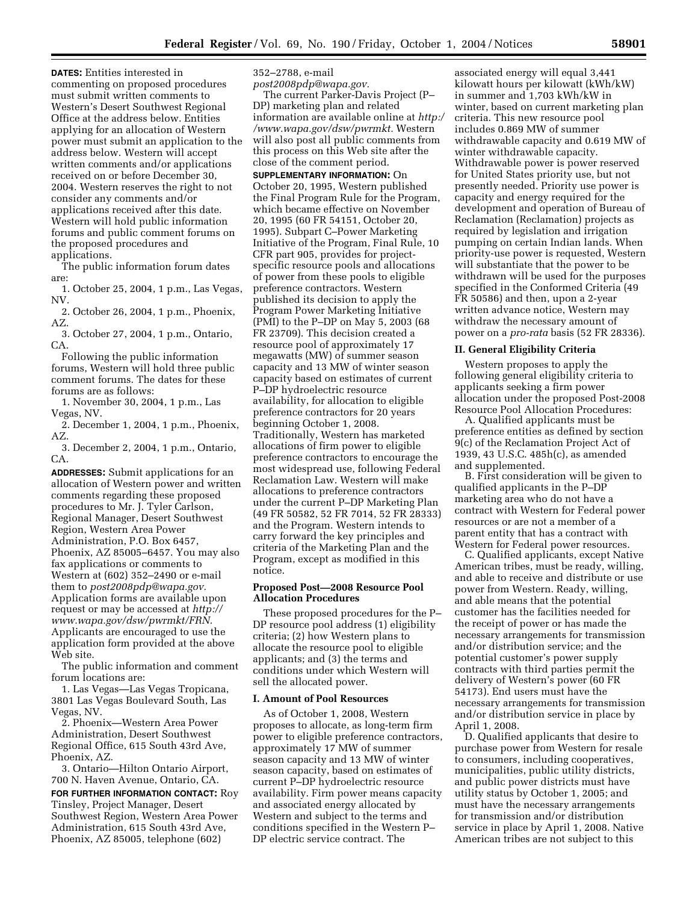**DATES:** Entities interested in commenting on proposed procedures must submit written comments to Western's Desert Southwest Regional Office at the address below. Entities applying for an allocation of Western power must submit an application to the address below. Western will accept written comments and/or applications received on or before December 30, 2004. Western reserves the right to not consider any comments and/or applications received after this date. Western will hold public information forums and public comment forums on the proposed procedures and applications.

The public information forum dates are:

1. October 25, 2004, 1 p.m., Las Vegas, NV.
2. October 26, 2004, 1 p.m., Phoenix, AZ.
3. October 27, 2004, 1 p.m., Ontario, CA.

Following the public information forums, Western will hold three public comment forums. The dates for these forums are as follows:

1. November 30, 2004, 1 p.m., Las Vegas, NV.
2. December 1, 2004, 1 p.m., Phoenix, AZ.
3. December 2, 2004, 1 p.m., Ontario, CA.

**ADDRESSES:** Submit applications for an allocation of Western power and written comments regarding these proposed procedures to Mr. J. Tyler Carlson, Regional Manager, Desert Southwest Region, Western Area Power Administration, P.O. Box 6457, Phoenix, AZ 85005–6457. You may also fax applications or comments to Western at (602) 352–2490 or e-mail them to *post2008pdp@wapa.gov.* Application forms are available upon request or may be accessed at *http://www.wapa.gov/dsw/pwrmkt/FRN.* Applicants are encouraged to use the application form provided at the above Web site.

The public information and comment forum locations are:

1. Las Vegas—Las Vegas Tropicana, 3801 Las Vegas Boulevard South, Las Vegas, NV.
2. Phoenix—Western Area Power Administration, Desert Southwest Regional Office, 615 South 43rd Ave, Phoenix, AZ.
3. Ontario—Hilton Ontario Airport, 700 N. Haven Avenue, Ontario, CA.

**FOR FURTHER INFORMATION CONTACT:** Roy Tinsley, Project Manager, Desert Southwest Region, Western Area Power Administration, 615 South 43rd Ave, Phoenix, AZ 85005, telephone (602) 352–2788, e-mail *post2008pdp@wapa.gov.*

The current Parker-Davis Project (P–DP) marketing plan and related information are available online at *http://www.wapa.gov/dsw/pwrmkt.* Western will also post all public comments from this process on this Web site after the close of the comment period.

**SUPPLEMENTARY INFORMATION:** On October 20, 1995, Western published the Final Program Rule for the Program, which became effective on November 20, 1995 (60 FR 54151, October 20, 1995). Subpart C–Power Marketing Initiative of the Program, Final Rule, 10 CFR part 905, provides for project-specific resource pools and allocations of power from these pools to eligible preference contractors. Western published its decision to apply the Program Power Marketing Initiative (PMI) to the P–DP on May 5, 2003 (68 FR 23709). This decision created a resource pool of approximately 17 megawatts (MW) of summer season capacity and 13 MW of winter season capacity based on estimates of current P–DP hydroelectric resource availability, for allocation to eligible preference contractors for 20 years beginning October 1, 2008. Traditionally, Western has marketed allocations of firm power to eligible preference contractors to encourage the most widespread use, following Federal Reclamation Law. Western will make allocations to preference contractors under the current P–DP Marketing Plan (49 FR 50582, 52 FR 7014, 52 FR 28333) and the Program. Western intends to carry forward the key principles and criteria of the Marketing Plan and the Program, except as modified in this notice.

## Proposed Post—2008 Resource Pool Allocation Procedures

These proposed procedures for the P–DP resource pool address (1) eligibility criteria; (2) how Western plans to allocate the resource pool to eligible applicants; and (3) the terms and conditions under which Western will sell the allocated power.

### I. Amount of Pool Resources

As of October 1, 2008, Western proposes to allocate, as long-term firm power to eligible preference contractors, approximately 17 MW of summer season capacity and 13 MW of winter season capacity, based on estimates of current P–DP hydroelectric resource availability. Firm power means capacity and associated energy allocated by Western and subject to the terms and conditions specified in the Western P–DP electric service contract. The associated energy will equal 3,441 kilowatt hours per kilowatt (kWh/kW) in summer and 1,703 kWh/kW in winter, based on current marketing plan criteria. This new resource pool includes 0.869 MW of summer withdrawable capacity and 0.619 MW of winter withdrawable capacity. Withdrawable power is power reserved for United States priority use, but not presently needed. Priority use power is capacity and energy required for the development and operation of Bureau of Reclamation (Reclamation) projects as required by legislation and irrigation pumping on certain Indian lands. When priority-use power is requested, Western will substantiate that the power to be withdrawn will be used for the purposes specified in the Conformed Criteria (49 FR 50586) and then, upon a 2-year written advance notice, Western may withdraw the necessary amount of power on a *pro-rata* basis (52 FR 28336).

### II. General Eligibility Criteria

Western proposes to apply the following general eligibility criteria to applicants seeking a firm power allocation under the proposed Post-2008 Resource Pool Allocation Procedures:

A. Qualified applicants must be preference entities as defined by section 9(c) of the Reclamation Project Act of 1939, 43 U.S.C. 485h(c), as amended and supplemented.

B. First consideration will be given to qualified applicants in the P–DP marketing area who do not have a contract with Western for Federal power resources or are not a member of a parent entity that has a contract with Western for Federal power resources.

C. Qualified applicants, except Native American tribes, must be ready, willing, and able to receive and distribute or use power from Western. Ready, willing, and able means that the potential customer has the facilities needed for the receipt of power or has made the necessary arrangements for transmission and/or distribution service; and the potential customer's power supply contracts with third parties permit the delivery of Western's power (60 FR 54173). End users must have the necessary arrangements for transmission and/or distribution service in place by April 1, 2008.

D. Qualified applicants that desire to purchase power from Western for resale to consumers, including cooperatives, municipalities, public utility districts, and public power districts must have utility status by October 1, 2005; and must have the necessary arrangements for transmission and/or distribution service in place by April 1, 2008. Native American tribes are not subject to this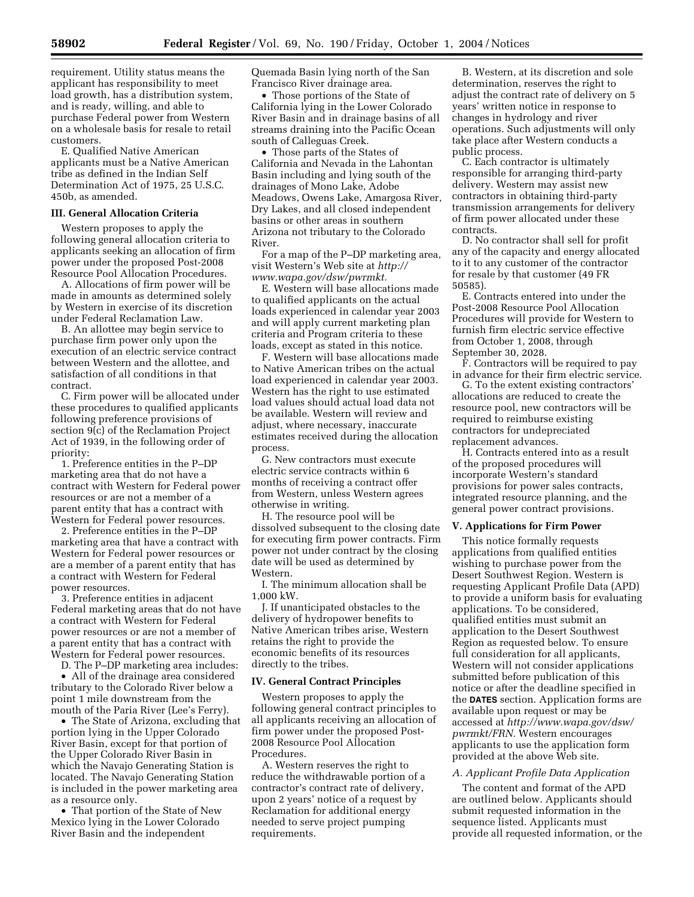requirement. Utility status means the applicant has responsibility to meet load growth, has a distribution system, and is ready, willing, and able to purchase Federal power from Western on a wholesale basis for resale to retail customers.

E. Qualified Native American applicants must be a Native American tribe as defined in the Indian Self Determination Act of 1975, 25 U.S.C. 450b, as amended.

### III. General Allocation Criteria

Western proposes to apply the following general allocation criteria to applicants seeking an allocation of firm power under the proposed Post-2008 Resource Pool Allocation Procedures.

A. Allocations of firm power will be made in amounts as determined solely by Western in exercise of its discretion under Federal Reclamation Law.

B. An allottee may begin service to purchase firm power only upon the execution of an electric service contract between Western and the allottee, and satisfaction of all conditions in that contract.

C. Firm power will be allocated under these procedures to qualified applicants following preference provisions of section 9(c) of the Reclamation Project Act of 1939, in the following order of priority:

1. Preference entities in the P–DP marketing area that do not have a contract with Western for Federal power resources or are not a member of a parent entity that has a contract with Western for Federal power resources.
2. Preference entities in the P–DP marketing area that have a contract with Western for Federal power resources or are a member of a parent entity that has a contract with Western for Federal power resources.
3. Preference entities in adjacent Federal marketing areas that do not have a contract with Western for Federal power resources or are not a member of a parent entity that has a contract with Western for Federal power resources.

D. The P–DP marketing area includes:

- All of the drainage area considered tributary to the Colorado River below a point 1 mile downstream from the mouth of the Paria River (Lee's Ferry).
- The State of Arizona, excluding that portion lying in the Upper Colorado River Basin, except for that portion of the Upper Colorado River Basin in which the Navajo Generating Station is located. The Navajo Generating Station is included in the power marketing area as a resource only.
- That portion of the State of New Mexico lying in the Lower Colorado River Basin and the independent Quemada Basin lying north of the San Francisco River drainage area.
- Those portions of the State of California lying in the Lower Colorado River Basin and in drainage basins of all streams draining into the Pacific Ocean south of Calleguas Creek.
- Those parts of the States of California and Nevada in the Lahontan Basin including and lying south of the drainages of Mono Lake, Adobe Meadows, Owens Lake, Amargosa River, Dry Lakes, and all closed independent basins or other areas in southern Arizona not tributary to the Colorado River.

For a map of the P–DP marketing area, visit Western's Web site at *http://www.wapa.gov/dsw/pwrmkt.*

E. Western will base allocations made to qualified applicants on the actual loads experienced in calendar year 2003 and will apply current marketing plan criteria and Program criteria to these loads, except as stated in this notice.

F. Western will base allocations made to Native American tribes on the actual load experienced in calendar year 2003. Western has the right to use estimated load values should actual load data not be available. Western will review and adjust, where necessary, inaccurate estimates received during the allocation process.

G. New contractors must execute electric service contracts within 6 months of receiving a contract offer from Western, unless Western agrees otherwise in writing.

H. The resource pool will be dissolved subsequent to the closing date for executing firm power contracts. Firm power not under contract by the closing date will be used as determined by Western.

I. The minimum allocation shall be 1,000 kW.

J. If unanticipated obstacles to the delivery of hydropower benefits to Native American tribes arise, Western retains the right to provide the economic benefits of its resources directly to the tribes.

### IV. General Contract Principles

Western proposes to apply the following general contract principles to all applicants receiving an allocation of firm power under the proposed Post-2008 Resource Pool Allocation Procedures.

A. Western reserves the right to reduce the withdrawable portion of a contractor's contract rate of delivery, upon 2 years' notice of a request by Reclamation for additional energy needed to serve project pumping requirements.

B. Western, at its discretion and sole determination, reserves the right to adjust the contract rate of delivery on 5 years' written notice in response to changes in hydrology and river operations. Such adjustments will only take place after Western conducts a public process.

C. Each contractor is ultimately responsible for arranging third-party delivery. Western may assist new contractors in obtaining third-party transmission arrangements for delivery of firm power allocated under these contracts.

D. No contractor shall sell for profit any of the capacity and energy allocated to it to any customer of the contractor for resale by that customer (49 FR 50585).

E. Contracts entered into under the Post-2008 Resource Pool Allocation Procedures will provide for Western to furnish firm electric service effective from October 1, 2008, through September 30, 2028.

F. Contractors will be required to pay in advance for their firm electric service.

G. To the extent existing contractors' allocations are reduced to create the resource pool, new contractors will be required to reimburse existing contractors for undepreciated replacement advances.

H. Contracts entered into as a result of the proposed procedures will incorporate Western's standard provisions for power sales contracts, integrated resource planning, and the general power contract provisions.

### V. Applications for Firm Power

This notice formally requests applications from qualified entities wishing to purchase power from the Desert Southwest Region. Western is requesting Applicant Profile Data (APD) to provide a uniform basis for evaluating applications. To be considered, qualified entities must submit an application to the Desert Southwest Region as requested below. To ensure full consideration for all applicants, Western will not consider applications submitted before publication of this notice or after the deadline specified in the **DATES** section. Application forms are available upon request or may be accessed at *http://www.wapa.gov/dsw/pwrmkt/FRN.* Western encourages applicants to use the application form provided at the above Web site.

#### *A. Applicant Profile Data Application*

The content and format of the APD are outlined below. Applicants should submit requested information in the sequence listed. Applicants must provide all requested information, or the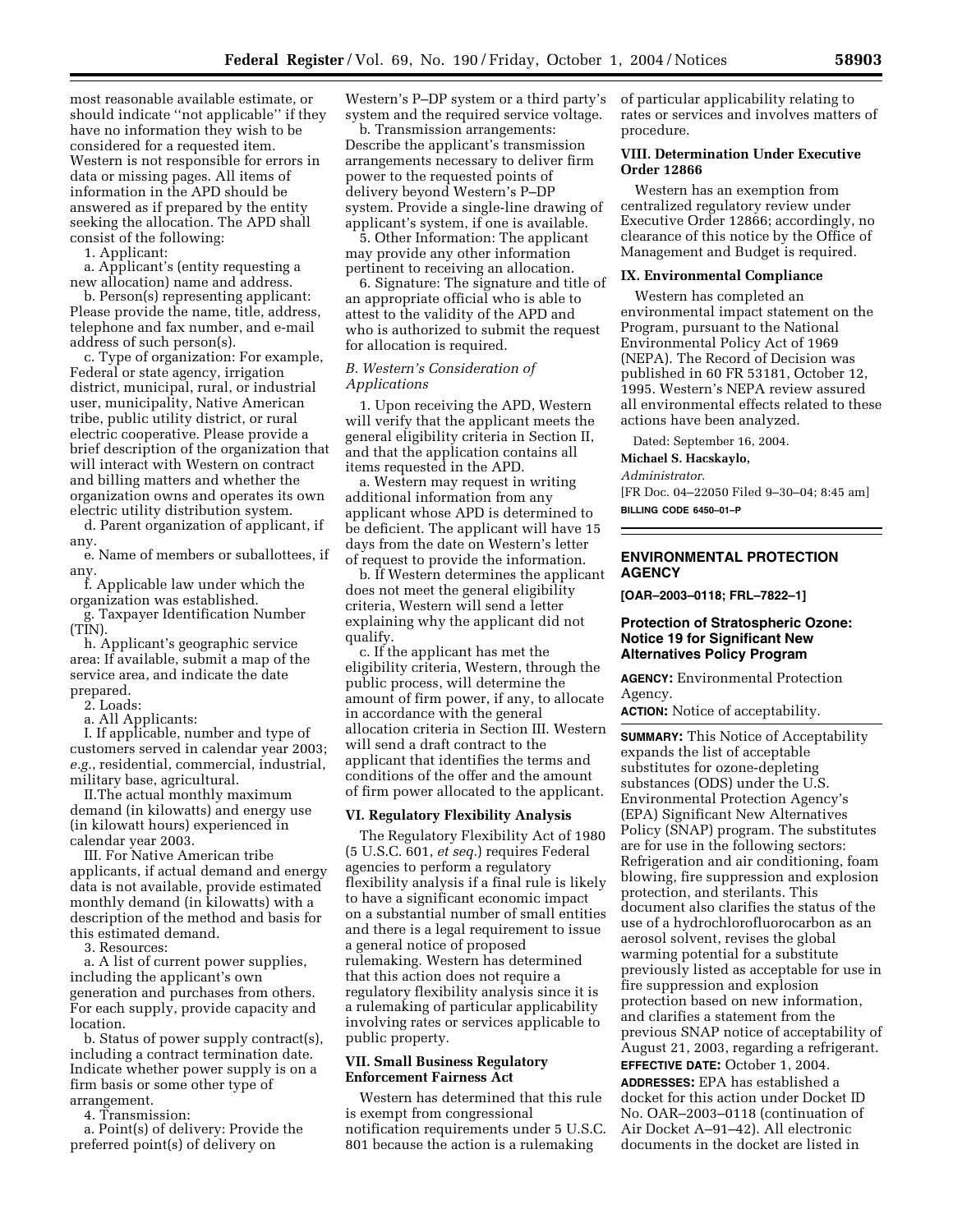most reasonable available estimate, or should indicate ''not applicable'' if they have no information they wish to be considered for a requested item. Western is not responsible for errors in data or missing pages. All items of information in the APD should be answered as if prepared by the entity seeking the allocation. The APD shall consist of the following:

1. Applicant:

a. Applicant's (entity requesting a new allocation) name and address.

b. Person(s) representing applicant: Please provide the name, title, address, telephone and fax number, and e-mail address of such person(s).

c. Type of organization: For example, Federal or state agency, irrigation district, municipal, rural, or industrial user, municipality, Native American tribe, public utility district, or rural electric cooperative. Please provide a brief description of the organization that will interact with Western on contract and billing matters and whether the organization owns and operates its own electric utility distribution system.

d. Parent organization of applicant, if any.

e. Name of members or suballottees, if any.

f. Applicable law under which the organization was established.

g. Taxpayer Identification Number (TIN).

h. Applicant's geographic service area: If available, submit a map of the service area, and indicate the date prepared.

2. Loads:

a. All Applicants:

I. If applicable, number and type of customers served in calendar year 2003; *e.g.*, residential, commercial, industrial, military base, agricultural.

II.The actual monthly maximum demand (in kilowatts) and energy use (in kilowatt hours) experienced in calendar year 2003.

III. For Native American tribe applicants, if actual demand and energy data is not available, provide estimated monthly demand (in kilowatts) with a description of the method and basis for this estimated demand.

3. Resources:

a. A list of current power supplies, including the applicant's own generation and purchases from others. For each supply, provide capacity and location.

b. Status of power supply contract(s), including a contract termination date. Indicate whether power supply is on a firm basis or some other type of arrangement.

4. Transmission:

a. Point(s) of delivery: Provide the preferred point(s) of delivery on Western's P–DP system or a third party's system and the required service voltage.

b. Transmission arrangements: Describe the applicant's transmission arrangements necessary to deliver firm power to the requested points of delivery beyond Western's P–DP system. Provide a single-line drawing of applicant's system, if one is available.

5. Other Information: The applicant may provide any other information pertinent to receiving an allocation.

6. Signature: The signature and title of an appropriate official who is able to attest to the validity of the APD and who is authorized to submit the request for allocation is required.

### *B. Western's Consideration of Applications*

1. Upon receiving the APD, Western will verify that the applicant meets the general eligibility criteria in Section II, and that the application contains all items requested in the APD.

a. Western may request in writing additional information from any applicant whose APD is determined to be deficient. The applicant will have 15 days from the date on Western's letter of request to provide the information.

b. If Western determines the applicant does not meet the general eligibility criteria, Western will send a letter explaining why the applicant did not qualify.

c. If the applicant has met the eligibility criteria, Western, through the public process, will determine the amount of firm power, if any, to allocate in accordance with the general allocation criteria in Section III. Western will send a draft contract to the applicant that identifies the terms and conditions of the offer and the amount of firm power allocated to the applicant.

## VI. Regulatory Flexibility Analysis

The Regulatory Flexibility Act of 1980 (5 U.S.C. 601, *et seq.*) requires Federal agencies to perform a regulatory flexibility analysis if a final rule is likely to have a significant economic impact on a substantial number of small entities and there is a legal requirement to issue a general notice of proposed rulemaking. Western has determined that this action does not require a regulatory flexibility analysis since it is a rulemaking of particular applicability involving rates or services applicable to public property.

## VII. Small Business Regulatory Enforcement Fairness Act

Western has determined that this rule is exempt from congressional notification requirements under 5 U.S.C. 801 because the action is a rulemaking of particular applicability relating to rates or services and involves matters of procedure.

## VIII. Determination Under Executive Order 12866

Western has an exemption from centralized regulatory review under Executive Order 12866; accordingly, no clearance of this notice by the Office of Management and Budget is required.

## IX. Environmental Compliance

Western has completed an environmental impact statement on the Program, pursuant to the National Environmental Policy Act of 1969 (NEPA). The Record of Decision was published in 60 FR 53181, October 12, 1995. Western's NEPA review assured all environmental effects related to these actions have been analyzed.

Dated: September 16, 2004.

**Michael S. Hacskaylo,**

*Administrator.*

[FR Doc. 04–22050 Filed 9–30–04; 8:45 am]

**BILLING CODE 6450–01–P**

---

# ENVIRONMENTAL PROTECTION AGENCY

**[OAR–2003–0118; FRL–7822–1]**

## Protection of Stratospheric Ozone: Notice 19 for Significant New Alternatives Policy Program

**AGENCY:** Environmental Protection Agency.

**ACTION:** Notice of acceptability.

**SUMMARY:** This Notice of Acceptability expands the list of acceptable substitutes for ozone-depleting substances (ODS) under the U.S. Environmental Protection Agency's (EPA) Significant New Alternatives Policy (SNAP) program. The substitutes are for use in the following sectors: Refrigeration and air conditioning, foam blowing, fire suppression and explosion protection, and sterilants. This document also clarifies the status of the use of a hydrochlorofluorocarbon as an aerosol solvent, revises the global warming potential for a substitute previously listed as acceptable for use in fire suppression and explosion protection based on new information, and clarifies a statement from the previous SNAP notice of acceptability of August 21, 2003, regarding a refrigerant.

**EFFECTIVE DATE:** October 1, 2004.

**ADDRESSES:** EPA has established a docket for this action under Docket ID No. OAR–2003–0118 (continuation of Air Docket A–91–42). All electronic documents in the docket are listed in